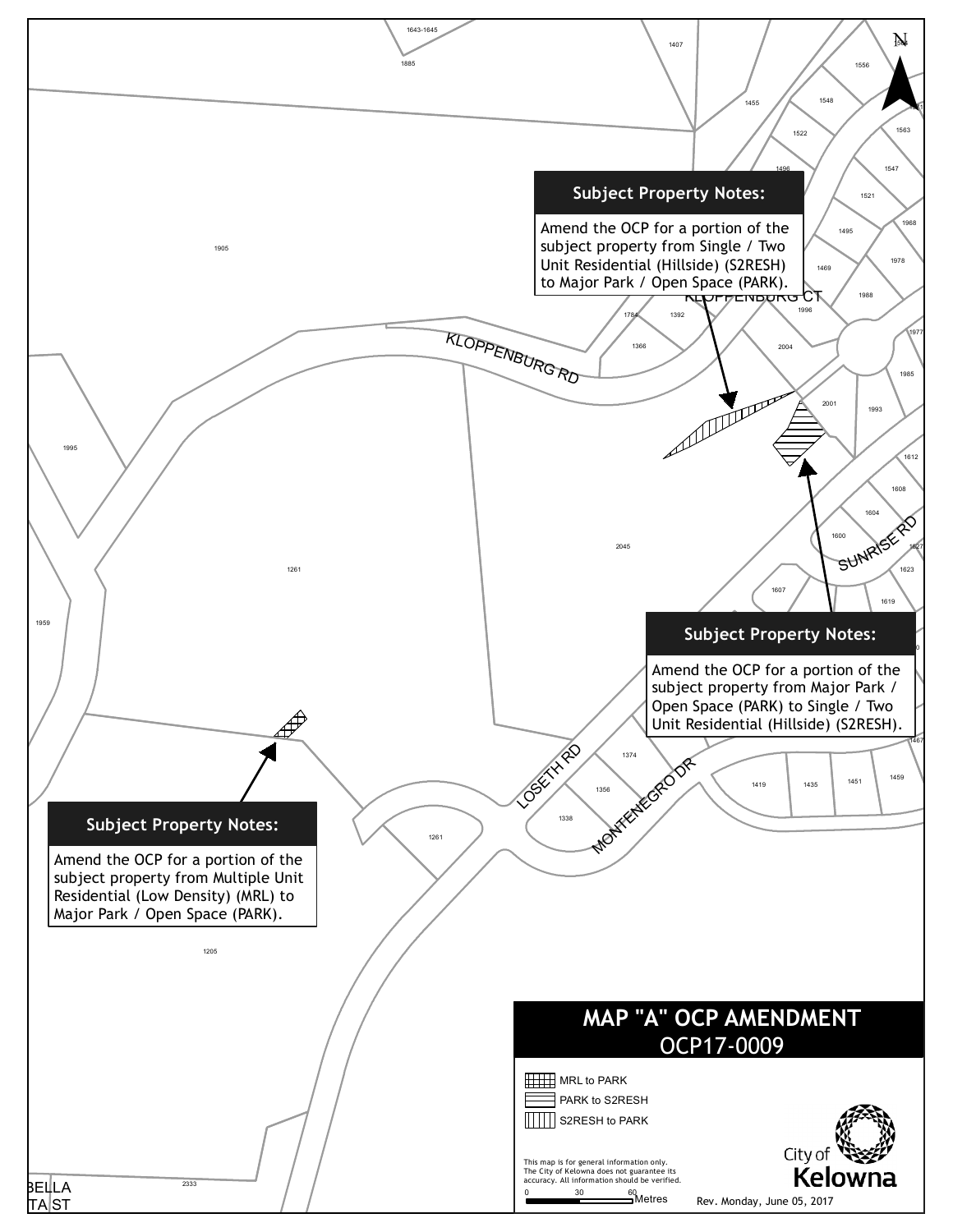## MAP "A" OCP AMENDMENT

### OCP17-0009

**Subject Property Notes:**

Amend the OCP for a portion of the subject property from Single / Two Unit Residential (Hillside) (S2RESH) to Major Park / Open Space (PARK).

**Subject Property Notes:**

Amend the OCP for a portion of the subject property from Major Park / Open Space (PARK) to Single / Two Unit Residential (Hillside) (S2RESH).

**Subject Property Notes:**

Amend the OCP for a portion of the subject property from Multiple Unit Residential (Low Density) (MRL) to Major Park / Open Space (PARK).

Legend:

- MRL to PARK
- PARK to S2RESH
- S2RESH to PARK

KLOPPENBURG RD, KLOPPENBURG CT, SUNRISE RD, LOSETH RD, MONTENEGRO DR

This map is for general information only.
The City of Kelowna does not guarantee its accuracy. All information should be verified.

0 30 60 Metres

City of Kelowna

Rev. Monday, June 05, 2017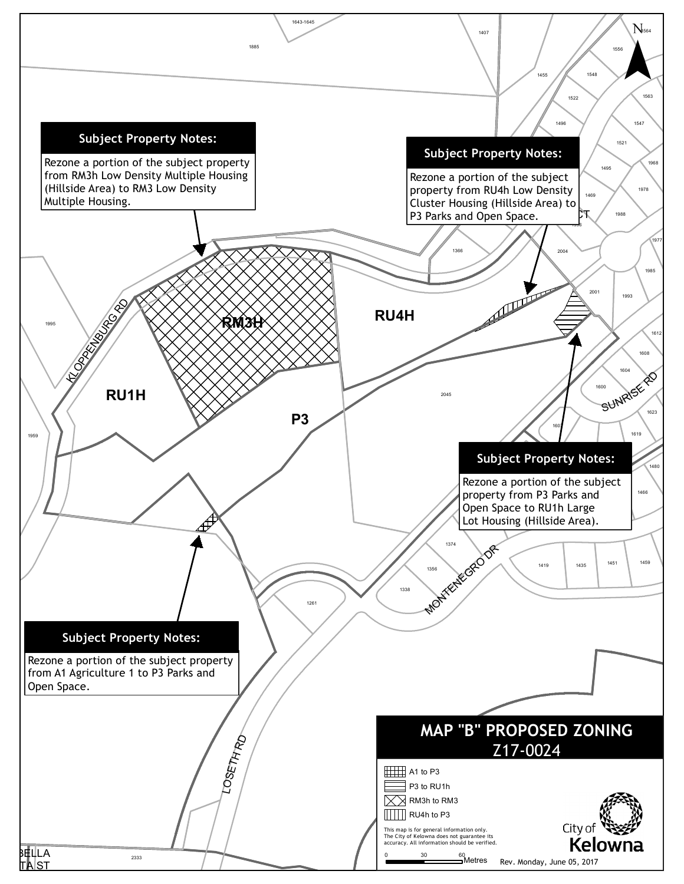# MAP "B" PROPOSED ZONING

## Z17-0024

**Subject Property Notes:**

Rezone a portion of the subject property from RM3h Low Density Multiple Housing (Hillside Area) to RM3 Low Density Multiple Housing.

**Subject Property Notes:**

Rezone a portion of the subject property from RU4h Low Density Cluster Housing (Hillside Area) to P3 Parks and Open Space.

**Subject Property Notes:**

Rezone a portion of the subject property from P3 Parks and Open Space to RU1h Large Lot Housing (Hillside Area).

**Subject Property Notes:**

Rezone a portion of the subject property from A1 Agriculture 1 to P3 Parks and Open Space.

Legend:

- A1 to P3
- P3 to RU1h
- RM3h to RM3
- RU4h to P3

This map is for general information only. The City of Kelowna does not guarantee its accuracy. All information should be verified.

0 30 60 Metres

Rev. Monday, June 05, 2017

City of Kelowna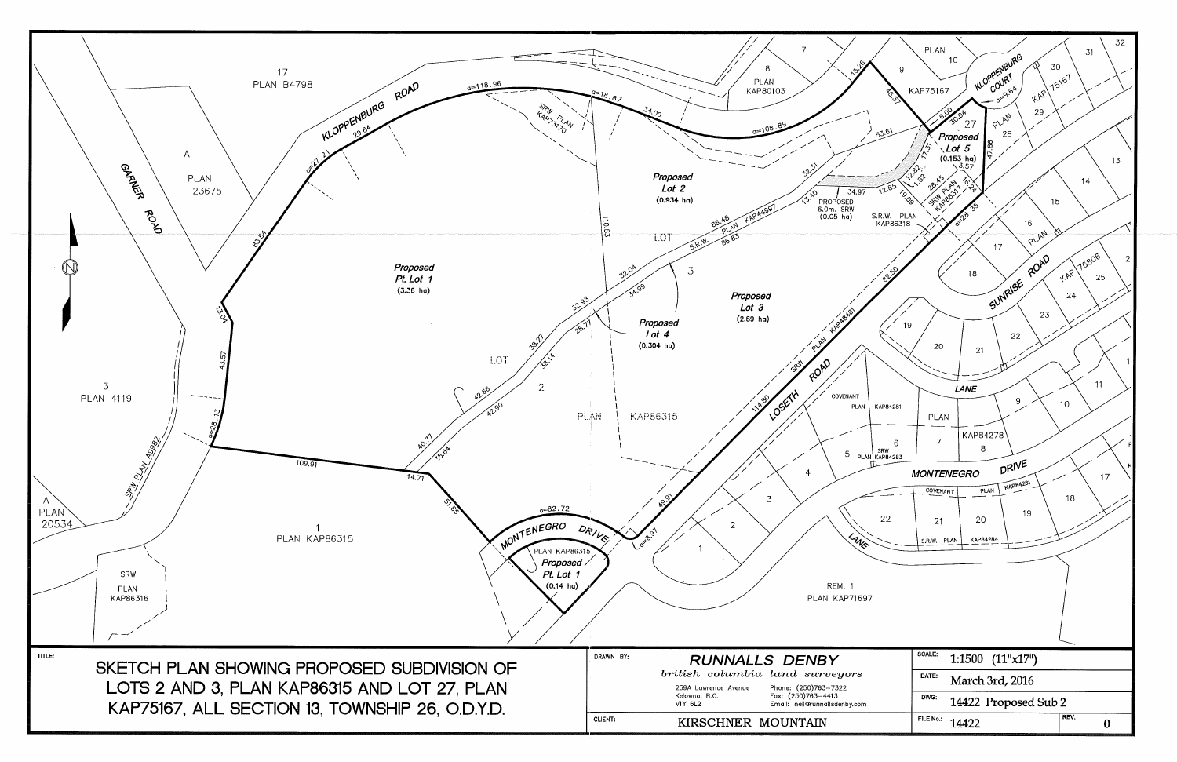SKETCH PLAN SHOWING PROPOSED SUBDIVISION OF LOTS 2 AND 3, PLAN KAP86315 AND LOT 27, PLAN KAP75167, ALL SECTION 13, TOWNSHIP 26, O.D.Y.D.

Proposed Pt. Lot 1 (3.36 ha)

Proposed Lot 2 (0.934 ha)

Proposed Lot 3 (2.69 ha)

Proposed Lot 4 (0.304 ha)

Proposed Lot 5 (0.153 ha)

Proposed Pt. Lot 1 (0.14 ha)

PROPOSED 6.0m. SRW (0.05 ha)

KLOPPENBURG ROAD

GARNER ROAD

LOSETH ROAD

MONTENEGRO DRIVE

SUNRISE ROAD

KLOPPENBURG COURT

LANE

| | | | |
|---|---|---|---|
| DRAWN BY: | RUNNALLS DENBY<br>british columbia land surveyors<br>259A Lawrence Avenue, Kelowna, B.C. V1Y 6L2<br>Phone: (250)763-7322<br>Fax: (250)763-4413<br>Email: neil@runnallsdenby.com | SCALE: | 1:1500 (11"x17") |
| | | DATE: | March 3rd, 2016 |
| | | DWG: | 14422 Proposed Sub 2 |
| CLIENT: | KIRSCHNER MOUNTAIN | FILE No.: | 14422 REV. 0 |